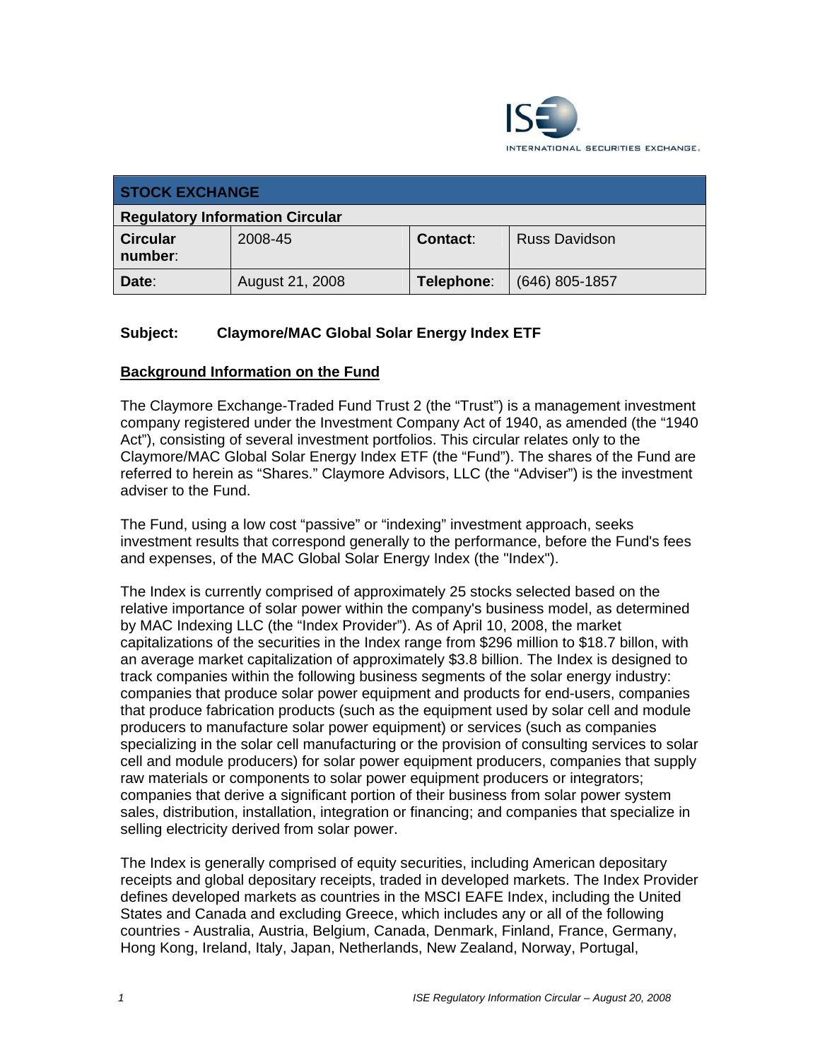ISE INTERNATIONAL SECURITIES EXCHANGE.

| STOCK EXCHANGE | | | |
|---|---|---|---|
| **Regulatory Information Circular** | | | |
| **Circular number**: | 2008-45 | **Contact**: | Russ Davidson |
| **Date**: | August 21, 2008 | **Telephone**: | (646) 805-1857 |

**Subject: Claymore/MAC Global Solar Energy Index ETF**

## Background Information on the Fund

The Claymore Exchange-Traded Fund Trust 2 (the "Trust") is a management investment company registered under the Investment Company Act of 1940, as amended (the "1940 Act"), consisting of several investment portfolios. This circular relates only to the Claymore/MAC Global Solar Energy Index ETF (the "Fund"). The shares of the Fund are referred to herein as "Shares." Claymore Advisors, LLC (the "Adviser") is the investment adviser to the Fund.

The Fund, using a low cost "passive" or "indexing" investment approach, seeks investment results that correspond generally to the performance, before the Fund's fees and expenses, of the MAC Global Solar Energy Index (the "Index").

The Index is currently comprised of approximately 25 stocks selected based on the relative importance of solar power within the company's business model, as determined by MAC Indexing LLC (the "Index Provider"). As of April 10, 2008, the market capitalizations of the securities in the Index range from $296 million to $18.7 billon, with an average market capitalization of approximately $3.8 billion. The Index is designed to track companies within the following business segments of the solar energy industry: companies that produce solar power equipment and products for end-users, companies that produce fabrication products (such as the equipment used by solar cell and module producers to manufacture solar power equipment) or services (such as companies specializing in the solar cell manufacturing or the provision of consulting services to solar cell and module producers) for solar power equipment producers, companies that supply raw materials or components to solar power equipment producers or integrators; companies that derive a significant portion of their business from solar power system sales, distribution, installation, integration or financing; and companies that specialize in selling electricity derived from solar power.

The Index is generally comprised of equity securities, including American depositary receipts and global depositary receipts, traded in developed markets. The Index Provider defines developed markets as countries in the MSCI EAFE Index, including the United States and Canada and excluding Greece, which includes any or all of the following countries - Australia, Austria, Belgium, Canada, Denmark, Finland, France, Germany, Hong Kong, Ireland, Italy, Japan, Netherlands, New Zealand, Norway, Portugal,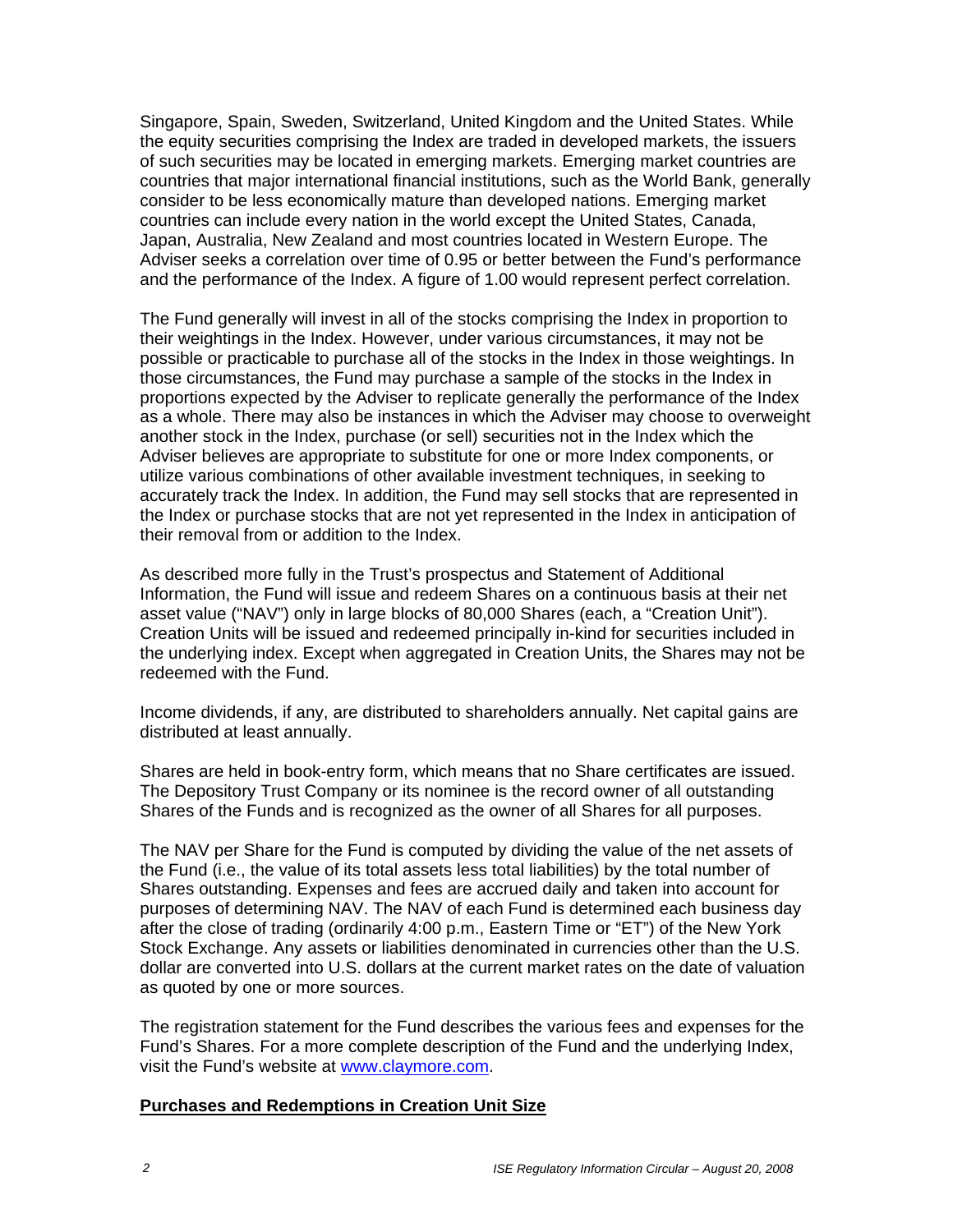Singapore, Spain, Sweden, Switzerland, United Kingdom and the United States. While the equity securities comprising the Index are traded in developed markets, the issuers of such securities may be located in emerging markets. Emerging market countries are countries that major international financial institutions, such as the World Bank, generally consider to be less economically mature than developed nations. Emerging market countries can include every nation in the world except the United States, Canada, Japan, Australia, New Zealand and most countries located in Western Europe. The Adviser seeks a correlation over time of 0.95 or better between the Fund's performance and the performance of the Index. A figure of 1.00 would represent perfect correlation.

The Fund generally will invest in all of the stocks comprising the Index in proportion to their weightings in the Index. However, under various circumstances, it may not be possible or practicable to purchase all of the stocks in the Index in those weightings. In those circumstances, the Fund may purchase a sample of the stocks in the Index in proportions expected by the Adviser to replicate generally the performance of the Index as a whole. There may also be instances in which the Adviser may choose to overweight another stock in the Index, purchase (or sell) securities not in the Index which the Adviser believes are appropriate to substitute for one or more Index components, or utilize various combinations of other available investment techniques, in seeking to accurately track the Index. In addition, the Fund may sell stocks that are represented in the Index or purchase stocks that are not yet represented in the Index in anticipation of their removal from or addition to the Index.

As described more fully in the Trust's prospectus and Statement of Additional Information, the Fund will issue and redeem Shares on a continuous basis at their net asset value ("NAV") only in large blocks of 80,000 Shares (each, a "Creation Unit"). Creation Units will be issued and redeemed principally in-kind for securities included in the underlying index. Except when aggregated in Creation Units, the Shares may not be redeemed with the Fund.

Income dividends, if any, are distributed to shareholders annually. Net capital gains are distributed at least annually.

Shares are held in book-entry form, which means that no Share certificates are issued. The Depository Trust Company or its nominee is the record owner of all outstanding Shares of the Funds and is recognized as the owner of all Shares for all purposes.

The NAV per Share for the Fund is computed by dividing the value of the net assets of the Fund (i.e., the value of its total assets less total liabilities) by the total number of Shares outstanding. Expenses and fees are accrued daily and taken into account for purposes of determining NAV. The NAV of each Fund is determined each business day after the close of trading (ordinarily 4:00 p.m., Eastern Time or "ET") of the New York Stock Exchange. Any assets or liabilities denominated in currencies other than the U.S. dollar are converted into U.S. dollars at the current market rates on the date of valuation as quoted by one or more sources.

The registration statement for the Fund describes the various fees and expenses for the Fund's Shares. For a more complete description of the Fund and the underlying Index, visit the Fund's website at www.claymore.com.

**Purchases and Redemptions in Creation Unit Size**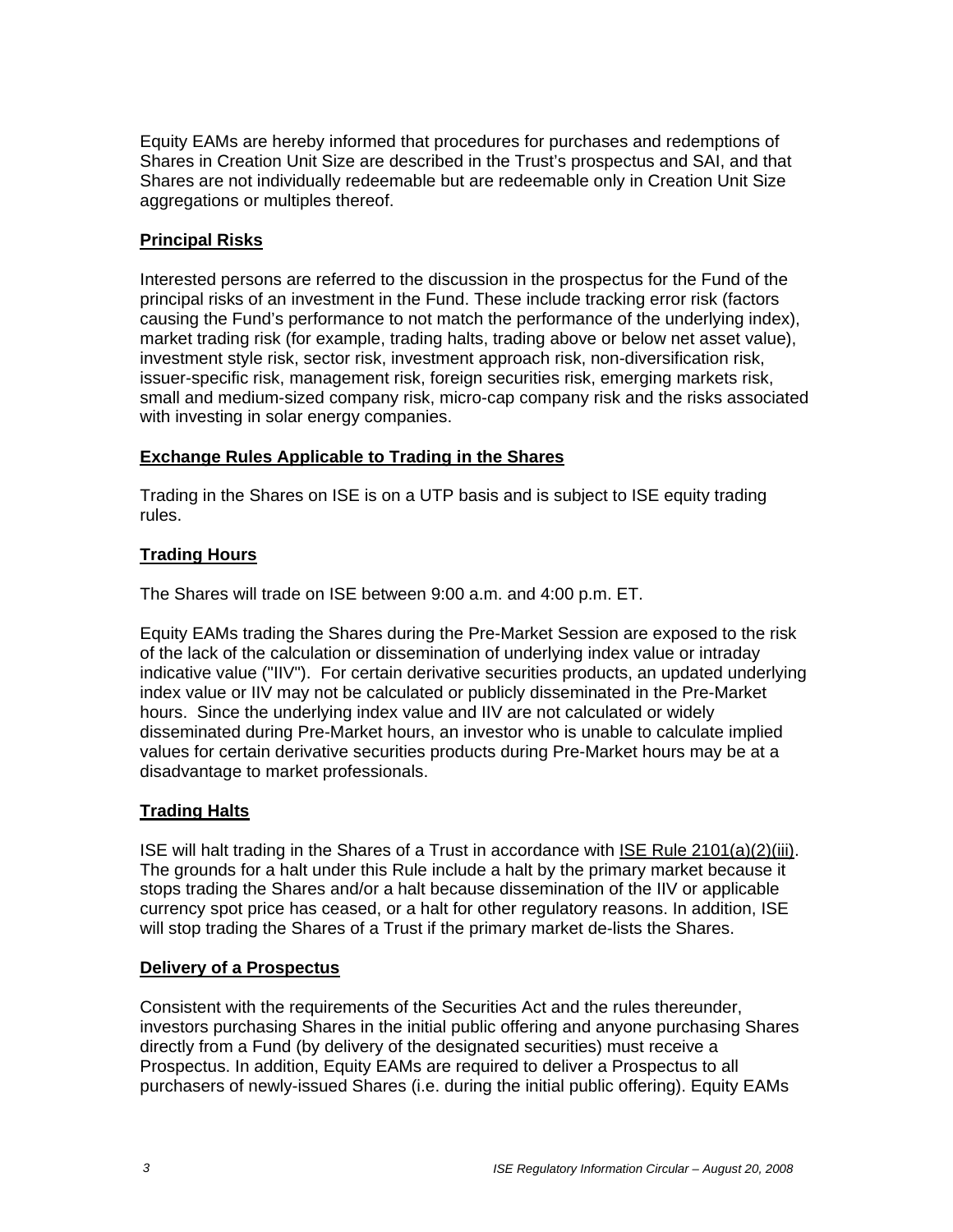Equity EAMs are hereby informed that procedures for purchases and redemptions of Shares in Creation Unit Size are described in the Trust's prospectus and SAI, and that Shares are not individually redeemable but are redeemable only in Creation Unit Size aggregations or multiples thereof.

## Principal Risks

Interested persons are referred to the discussion in the prospectus for the Fund of the principal risks of an investment in the Fund. These include tracking error risk (factors causing the Fund's performance to not match the performance of the underlying index), market trading risk (for example, trading halts, trading above or below net asset value), investment style risk, sector risk, investment approach risk, non-diversification risk, issuer-specific risk, management risk, foreign securities risk, emerging markets risk, small and medium-sized company risk, micro-cap company risk and the risks associated with investing in solar energy companies.

## Exchange Rules Applicable to Trading in the Shares

Trading in the Shares on ISE is on a UTP basis and is subject to ISE equity trading rules.

## Trading Hours

The Shares will trade on ISE between 9:00 a.m. and 4:00 p.m. ET.

Equity EAMs trading the Shares during the Pre-Market Session are exposed to the risk of the lack of the calculation or dissemination of underlying index value or intraday indicative value ("IIV"). For certain derivative securities products, an updated underlying index value or IIV may not be calculated or publicly disseminated in the Pre-Market hours. Since the underlying index value and IIV are not calculated or widely disseminated during Pre-Market hours, an investor who is unable to calculate implied values for certain derivative securities products during Pre-Market hours may be at a disadvantage to market professionals.

## Trading Halts

ISE will halt trading in the Shares of a Trust in accordance with ISE Rule 2101(a)(2)(iii). The grounds for a halt under this Rule include a halt by the primary market because it stops trading the Shares and/or a halt because dissemination of the IIV or applicable currency spot price has ceased, or a halt for other regulatory reasons. In addition, ISE will stop trading the Shares of a Trust if the primary market de-lists the Shares.

## Delivery of a Prospectus

Consistent with the requirements of the Securities Act and the rules thereunder, investors purchasing Shares in the initial public offering and anyone purchasing Shares directly from a Fund (by delivery of the designated securities) must receive a Prospectus. In addition, Equity EAMs are required to deliver a Prospectus to all purchasers of newly-issued Shares (i.e. during the initial public offering). Equity EAMs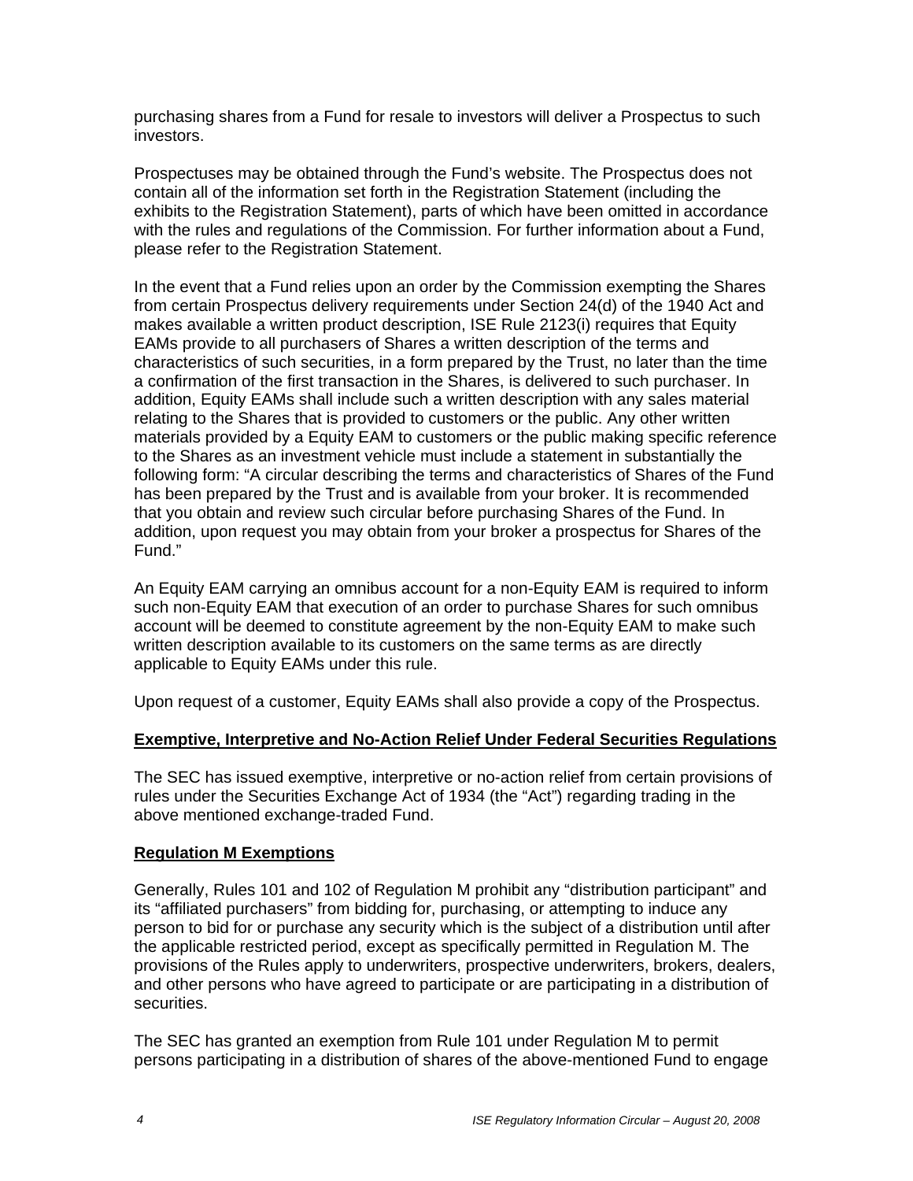purchasing shares from a Fund for resale to investors will deliver a Prospectus to such investors.

Prospectuses may be obtained through the Fund's website. The Prospectus does not contain all of the information set forth in the Registration Statement (including the exhibits to the Registration Statement), parts of which have been omitted in accordance with the rules and regulations of the Commission. For further information about a Fund, please refer to the Registration Statement.

In the event that a Fund relies upon an order by the Commission exempting the Shares from certain Prospectus delivery requirements under Section 24(d) of the 1940 Act and makes available a written product description, ISE Rule 2123(i) requires that Equity EAMs provide to all purchasers of Shares a written description of the terms and characteristics of such securities, in a form prepared by the Trust, no later than the time a confirmation of the first transaction in the Shares, is delivered to such purchaser. In addition, Equity EAMs shall include such a written description with any sales material relating to the Shares that is provided to customers or the public. Any other written materials provided by a Equity EAM to customers or the public making specific reference to the Shares as an investment vehicle must include a statement in substantially the following form: "A circular describing the terms and characteristics of Shares of the Fund has been prepared by the Trust and is available from your broker. It is recommended that you obtain and review such circular before purchasing Shares of the Fund. In addition, upon request you may obtain from your broker a prospectus for Shares of the Fund."

An Equity EAM carrying an omnibus account for a non-Equity EAM is required to inform such non-Equity EAM that execution of an order to purchase Shares for such omnibus account will be deemed to constitute agreement by the non-Equity EAM to make such written description available to its customers on the same terms as are directly applicable to Equity EAMs under this rule.

Upon request of a customer, Equity EAMs shall also provide a copy of the Prospectus.

## Exemptive, Interpretive and No-Action Relief Under Federal Securities Regulations

The SEC has issued exemptive, interpretive or no-action relief from certain provisions of rules under the Securities Exchange Act of 1934 (the "Act") regarding trading in the above mentioned exchange-traded Fund.

## Regulation M Exemptions

Generally, Rules 101 and 102 of Regulation M prohibit any "distribution participant" and its "affiliated purchasers" from bidding for, purchasing, or attempting to induce any person to bid for or purchase any security which is the subject of a distribution until after the applicable restricted period, except as specifically permitted in Regulation M. The provisions of the Rules apply to underwriters, prospective underwriters, brokers, dealers, and other persons who have agreed to participate or are participating in a distribution of securities.

The SEC has granted an exemption from Rule 101 under Regulation M to permit persons participating in a distribution of shares of the above-mentioned Fund to engage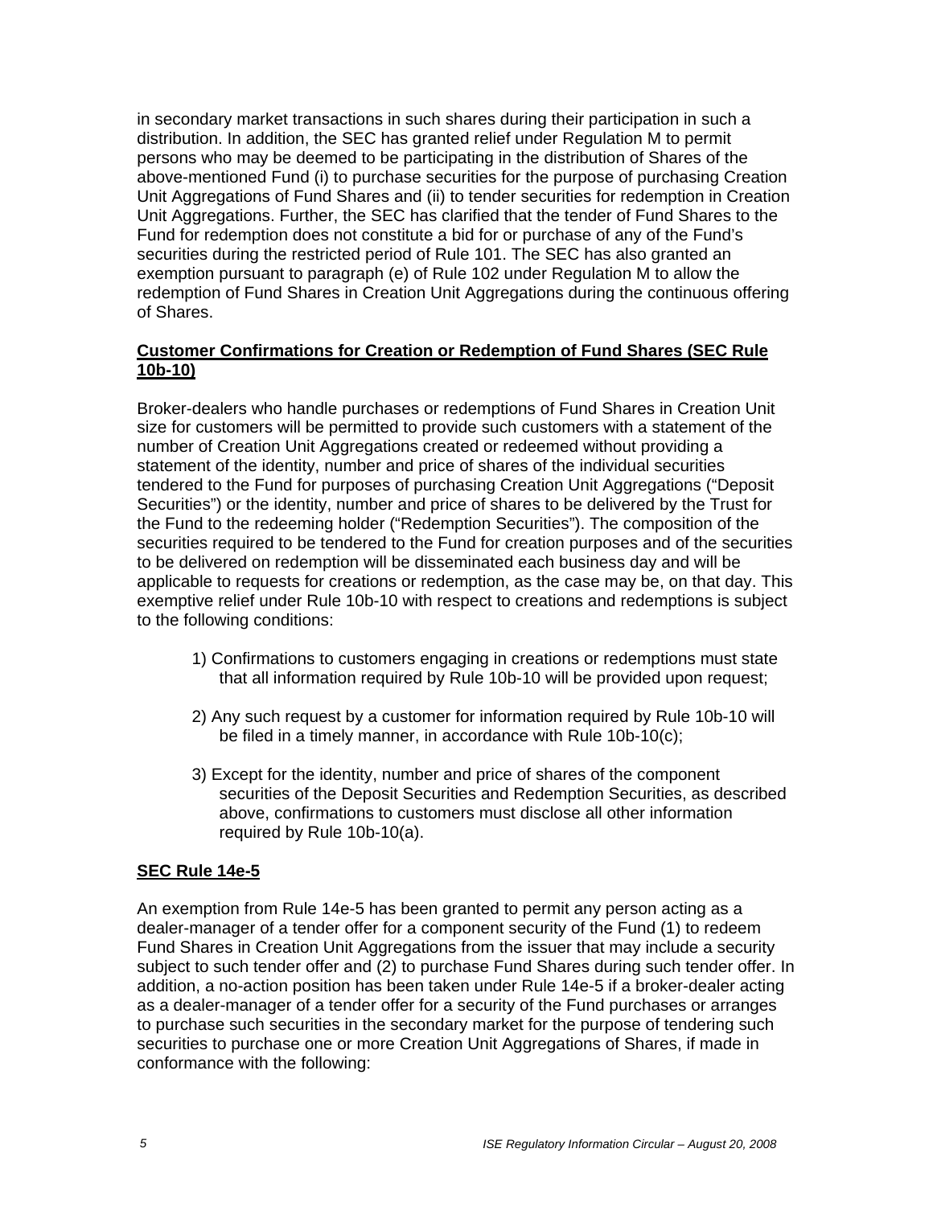in secondary market transactions in such shares during their participation in such a distribution. In addition, the SEC has granted relief under Regulation M to permit persons who may be deemed to be participating in the distribution of Shares of the above-mentioned Fund (i) to purchase securities for the purpose of purchasing Creation Unit Aggregations of Fund Shares and (ii) to tender securities for redemption in Creation Unit Aggregations. Further, the SEC has clarified that the tender of Fund Shares to the Fund for redemption does not constitute a bid for or purchase of any of the Fund's securities during the restricted period of Rule 101. The SEC has also granted an exemption pursuant to paragraph (e) of Rule 102 under Regulation M to allow the redemption of Fund Shares in Creation Unit Aggregations during the continuous offering of Shares.

**Customer Confirmations for Creation or Redemption of Fund Shares (SEC Rule 10b-10)**

Broker-dealers who handle purchases or redemptions of Fund Shares in Creation Unit size for customers will be permitted to provide such customers with a statement of the number of Creation Unit Aggregations created or redeemed without providing a statement of the identity, number and price of shares of the individual securities tendered to the Fund for purposes of purchasing Creation Unit Aggregations ("Deposit Securities") or the identity, number and price of shares to be delivered by the Trust for the Fund to the redeeming holder ("Redemption Securities"). The composition of the securities required to be tendered to the Fund for creation purposes and of the securities to be delivered on redemption will be disseminated each business day and will be applicable to requests for creations or redemption, as the case may be, on that day. This exemptive relief under Rule 10b-10 with respect to creations and redemptions is subject to the following conditions:

1) Confirmations to customers engaging in creations or redemptions must state that all information required by Rule 10b-10 will be provided upon request;

2) Any such request by a customer for information required by Rule 10b-10 will be filed in a timely manner, in accordance with Rule 10b-10(c);

3) Except for the identity, number and price of shares of the component securities of the Deposit Securities and Redemption Securities, as described above, confirmations to customers must disclose all other information required by Rule 10b-10(a).

**SEC Rule 14e-5**

An exemption from Rule 14e-5 has been granted to permit any person acting as a dealer-manager of a tender offer for a component security of the Fund (1) to redeem Fund Shares in Creation Unit Aggregations from the issuer that may include a security subject to such tender offer and (2) to purchase Fund Shares during such tender offer. In addition, a no-action position has been taken under Rule 14e-5 if a broker-dealer acting as a dealer-manager of a tender offer for a security of the Fund purchases or arranges to purchase such securities in the secondary market for the purpose of tendering such securities to purchase one or more Creation Unit Aggregations of Shares, if made in conformance with the following: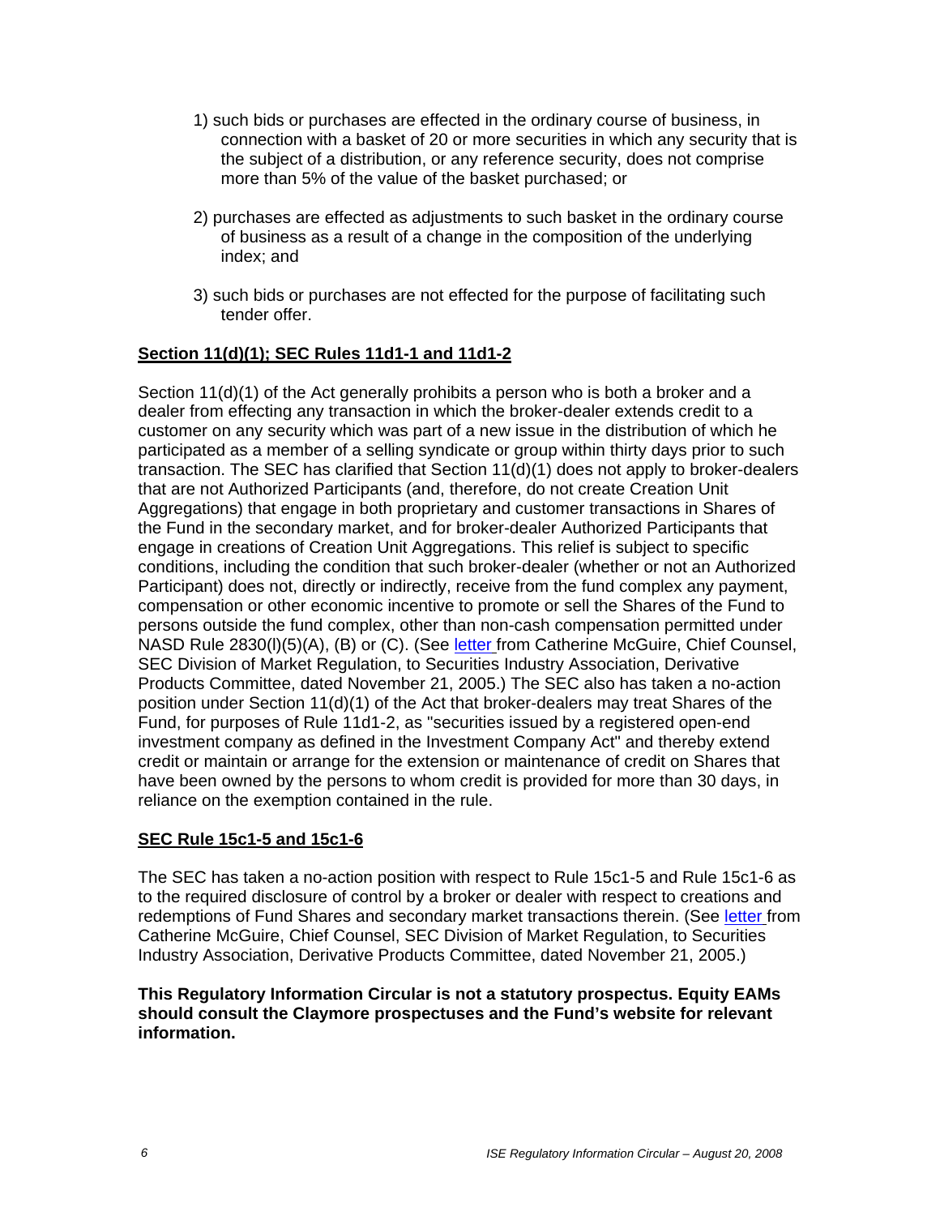1) such bids or purchases are effected in the ordinary course of business, in connection with a basket of 20 or more securities in which any security that is the subject of a distribution, or any reference security, does not comprise more than 5% of the value of the basket purchased; or

2) purchases are effected as adjustments to such basket in the ordinary course of business as a result of a change in the composition of the underlying index; and

3) such bids or purchases are not effected for the purpose of facilitating such tender offer.

**Section 11(d)(1); SEC Rules 11d1-1 and 11d1-2**

Section 11(d)(1) of the Act generally prohibits a person who is both a broker and a dealer from effecting any transaction in which the broker-dealer extends credit to a customer on any security which was part of a new issue in the distribution of which he participated as a member of a selling syndicate or group within thirty days prior to such transaction. The SEC has clarified that Section 11(d)(1) does not apply to broker-dealers that are not Authorized Participants (and, therefore, do not create Creation Unit Aggregations) that engage in both proprietary and customer transactions in Shares of the Fund in the secondary market, and for broker-dealer Authorized Participants that engage in creations of Creation Unit Aggregations. This relief is subject to specific conditions, including the condition that such broker-dealer (whether or not an Authorized Participant) does not, directly or indirectly, receive from the fund complex any payment, compensation or other economic incentive to promote or sell the Shares of the Fund to persons outside the fund complex, other than non-cash compensation permitted under NASD Rule 2830(l)(5)(A), (B) or (C). (See letter from Catherine McGuire, Chief Counsel, SEC Division of Market Regulation, to Securities Industry Association, Derivative Products Committee, dated November 21, 2005.) The SEC also has taken a no-action position under Section 11(d)(1) of the Act that broker-dealers may treat Shares of the Fund, for purposes of Rule 11d1-2, as "securities issued by a registered open-end investment company as defined in the Investment Company Act" and thereby extend credit or maintain or arrange for the extension or maintenance of credit on Shares that have been owned by the persons to whom credit is provided for more than 30 days, in reliance on the exemption contained in the rule.

**SEC Rule 15c1-5 and 15c1-6**

The SEC has taken a no-action position with respect to Rule 15c1-5 and Rule 15c1-6 as to the required disclosure of control by a broker or dealer with respect to creations and redemptions of Fund Shares and secondary market transactions therein. (See letter from Catherine McGuire, Chief Counsel, SEC Division of Market Regulation, to Securities Industry Association, Derivative Products Committee, dated November 21, 2005.)

**This Regulatory Information Circular is not a statutory prospectus. Equity EAMs should consult the Claymore prospectuses and the Fund's website for relevant information.**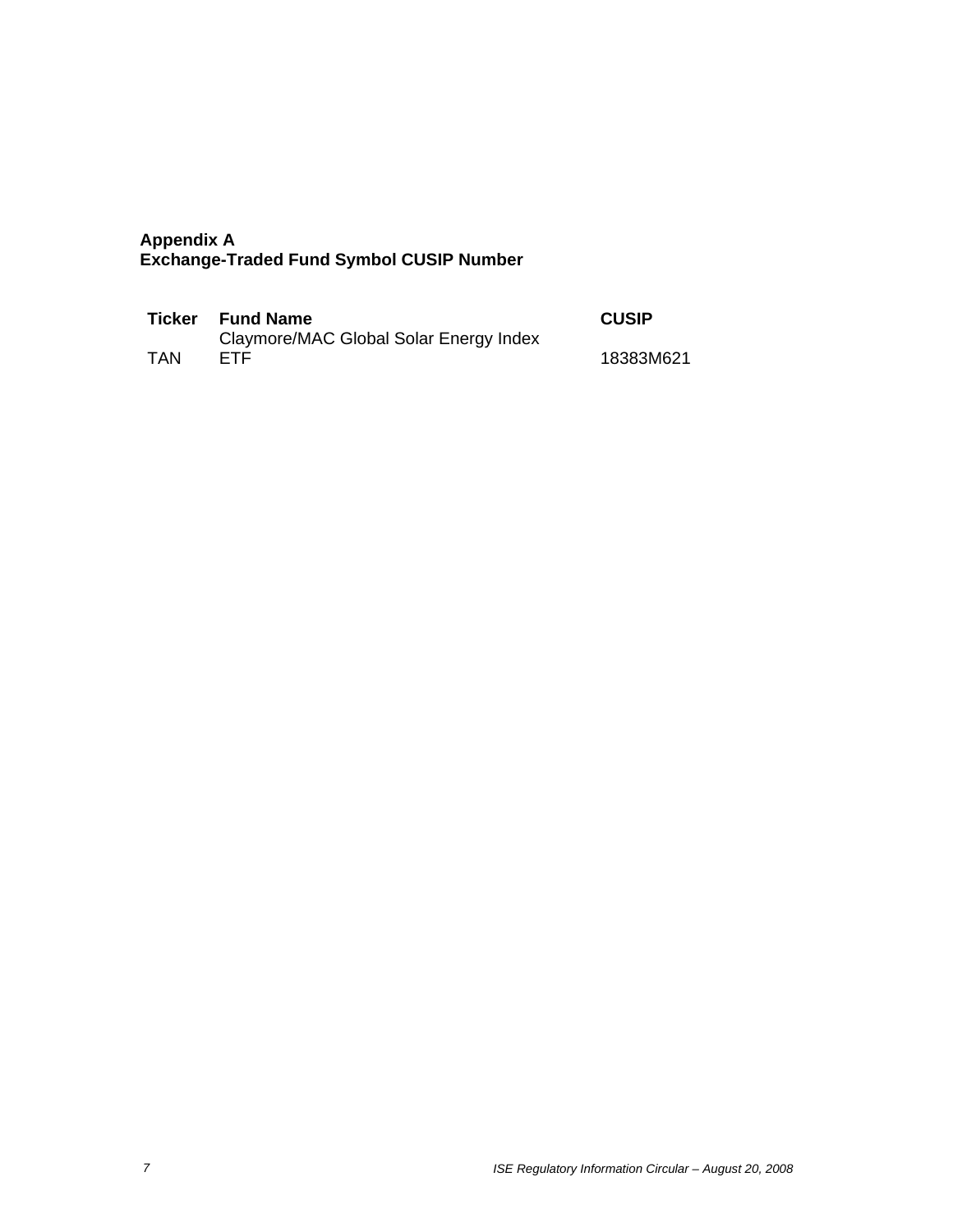**Appendix A**
**Exchange-Traded Fund Symbol CUSIP Number**

| Ticker | Fund Name | CUSIP |
|---|---|---|
| TAN | Claymore/MAC Global Solar Energy Index ETF | 18383M621 |